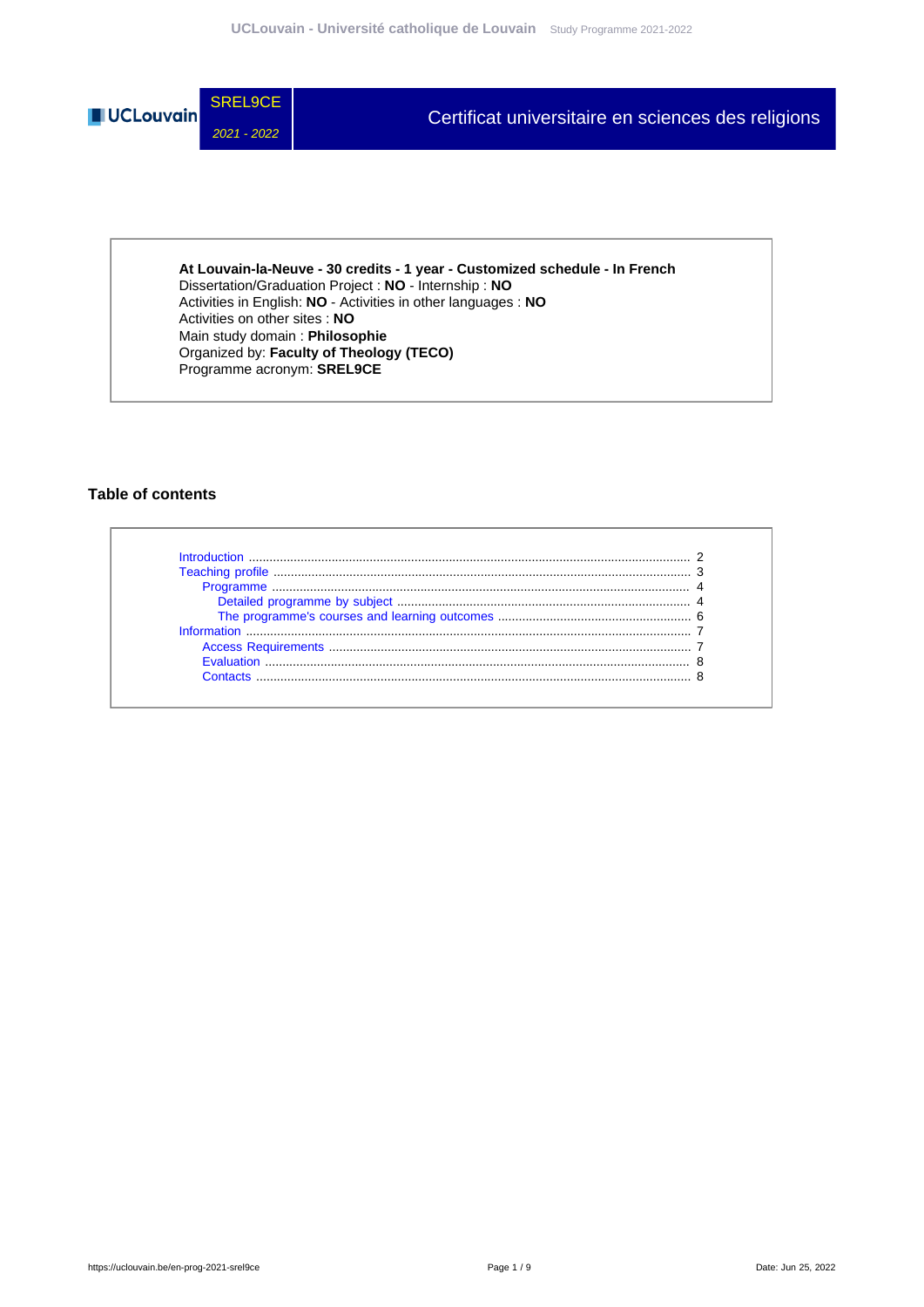**SREL9CE**

*2021 - 2022*

# Certificat universitaire en sciences des religions

**At Louvain-la-Neuve - 30 credits - 1 year - Customized schedule - In French**
Dissertation/Graduation Project : **NO** - Internship : **NO**
Activities in English: **NO** - Activities in other languages : **NO**
Activities on other sites : **NO**
Main study domain : **Philosophie**
Organized by: **Faculty of Theology (TECO)**
Programme acronym: **SREL9CE**

## Table of contents

- Introduction ..... 2
- Teaching profile ..... 3
  - Programme ..... 4
    - Detailed programme by subject ..... 4
    - The programme's courses and learning outcomes ..... 6
- Information ..... 7
  - Access Requirements ..... 7
  - Evaluation ..... 8
  - Contacts ..... 8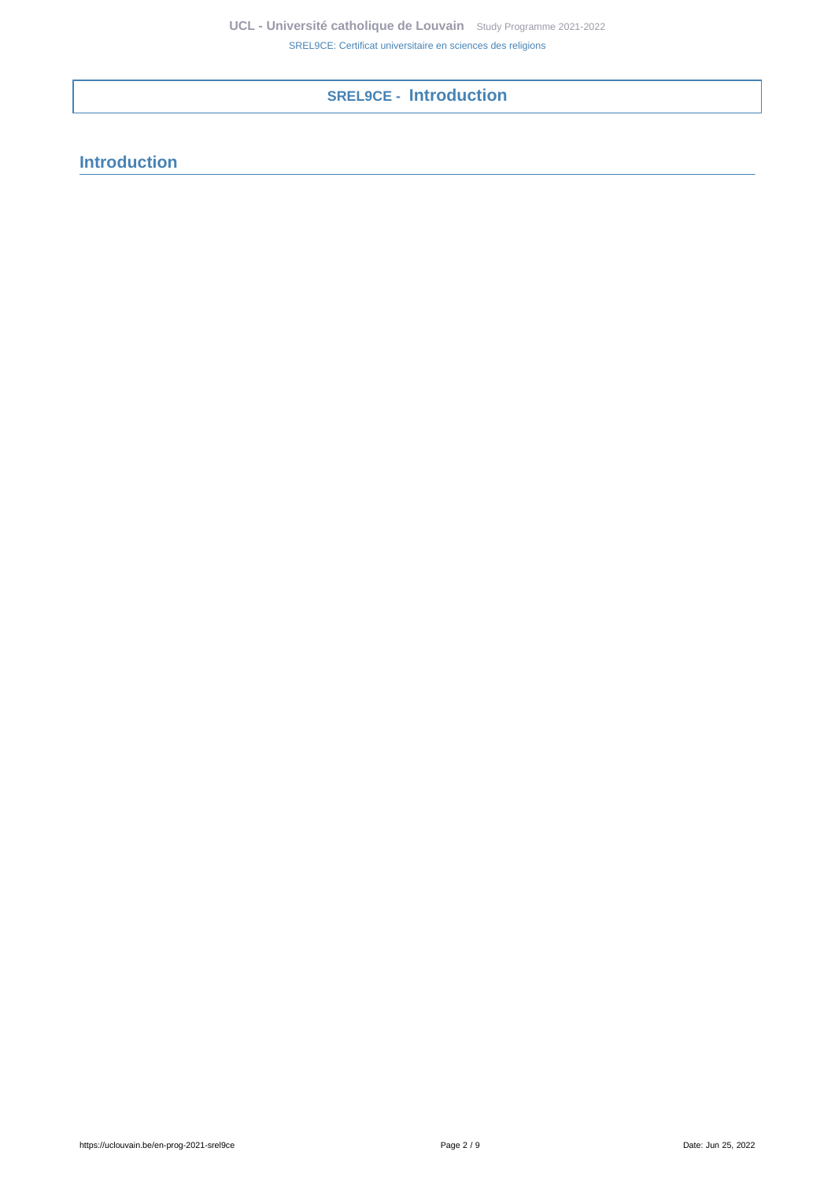# SREL9CE - Introduction

## Introduction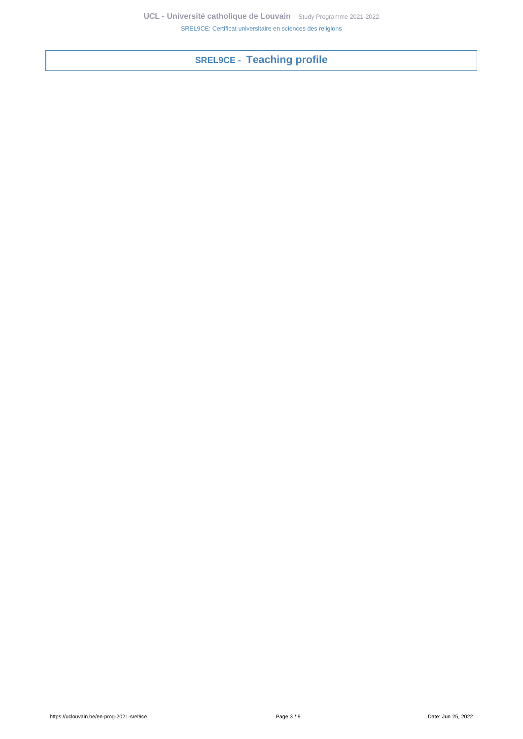# SREL9CE - Teaching profile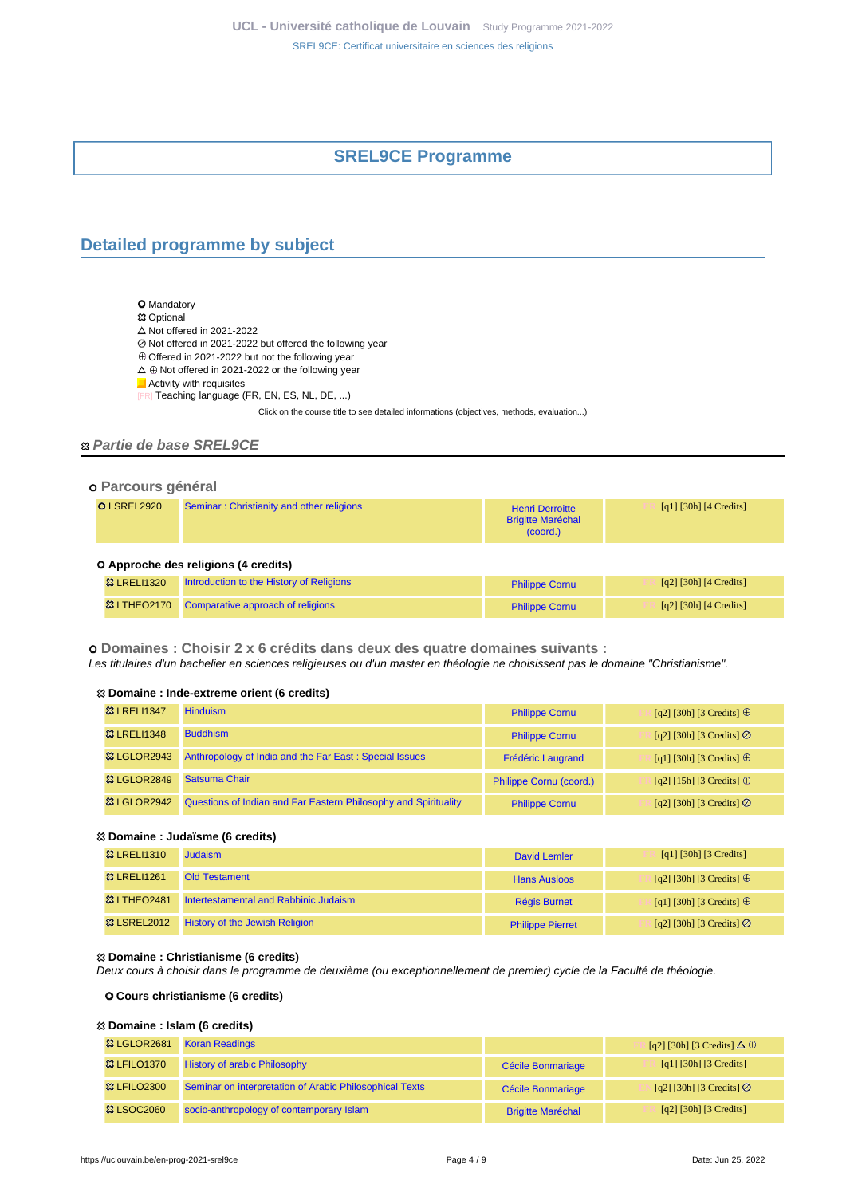# SREL9CE Programme

## Detailed programme by subject

- O Mandatory
- ⯐ Optional
- △ Not offered in 2021-2022
- ⊘ Not offered in 2021-2022 but offered the following year
- ⊕ Offered in 2021-2022 but not the following year
- △ ⊕ Not offered in 2021-2022 or the following year
- Activity with requisites
- [FR] Teaching language (FR, EN, ES, NL, DE, ...)

Click on the course title to see detailed informations (objectives, methods, evaluation...)

### ⯐ *Partie de base SREL9CE*

#### o Parcours général

| | | | |
|---|---|---|---|
| O LSREL2920 | Seminar : Christianity and other religions | Henri Derroitte<br>Brigitte Maréchal (coord.) | FR [q1] [30h] [4 Credits] |

**O Approche des religions (4 credits)**

| | | | |
|---|---|---|---|
| ⯐ LRELI1320 | Introduction to the History of Religions | Philippe Cornu | FR [q2] [30h] [4 Credits] |
| ⯐ LTHEO2170 | Comparative approach of religions | Philippe Cornu | FR [q2] [30h] [4 Credits] |

#### o Domaines : Choisir 2 x 6 crédits dans deux des quatre domaines suivants :

*Les titulaires d'un bachelier en sciences religieuses ou d'un master en théologie ne choisissent pas le domaine "Christianisme".*

**⯐ Domaine : Inde-extreme orient (6 credits)**

| | | | |
|---|---|---|---|
| ⯐ LRELI1347 | Hinduism | Philippe Cornu | FR [q2] [30h] [3 Credits] ⊕ |
| ⯐ LRELI1348 | Buddhism | Philippe Cornu | FR [q2] [30h] [3 Credits] ⊘ |
| ⯐ LGLOR2943 | Anthropology of India and the Far East : Special Issues | Frédéric Laugrand | FR [q1] [30h] [3 Credits] ⊕ |
| ⯐ LGLOR2849 | Satsuma Chair | Philippe Cornu (coord.) | FR [q2] [15h] [3 Credits] ⊕ |
| ⯐ LGLOR2942 | Questions of Indian and Far Eastern Philosophy and Spirituality | Philippe Cornu | FR [q2] [30h] [3 Credits] ⊘ |

**⯐ Domaine : Judaïsme (6 credits)**

| | | | |
|---|---|---|---|
| ⯐ LRELI1310 | Judaism | David Lemler | FR [q1] [30h] [3 Credits] |
| ⯐ LRELI1261 | Old Testament | Hans Ausloos | FR [q2] [30h] [3 Credits] ⊕ |
| ⯐ LTHEO2481 | Intertestamental and Rabbinic Judaism | Régis Burnet | FR [q1] [30h] [3 Credits] ⊕ |
| ⯐ LSREL2012 | History of the Jewish Religion | Philippe Pierret | FR [q2] [30h] [3 Credits] ⊘ |

**⯐ Domaine : Christianisme (6 credits)**

*Deux cours à choisir dans le programme de deuxième (ou exceptionnellement de premier) cycle de la Faculté de théologie.*

**O Cours christianisme (6 credits)**

**⯐ Domaine : Islam (6 credits)**

| | | | |
|---|---|---|---|
| ⯐ LGLOR2681 | Koran Readings | | FR [q2] [30h] [3 Credits] △ ⊕ |
| ⯐ LFILO1370 | History of arabic Philosophy | Cécile Bonmariage | FR [q1] [30h] [3 Credits] |
| ⯐ LFILO2300 | Seminar on interpretation of Arabic Philosophical Texts | Cécile Bonmariage | FR [q2] [30h] [3 Credits] ⊘ |
| ⯐ LSOC2060 | socio-anthropology of contemporary Islam | Brigitte Maréchal | FR [q2] [30h] [3 Credits] |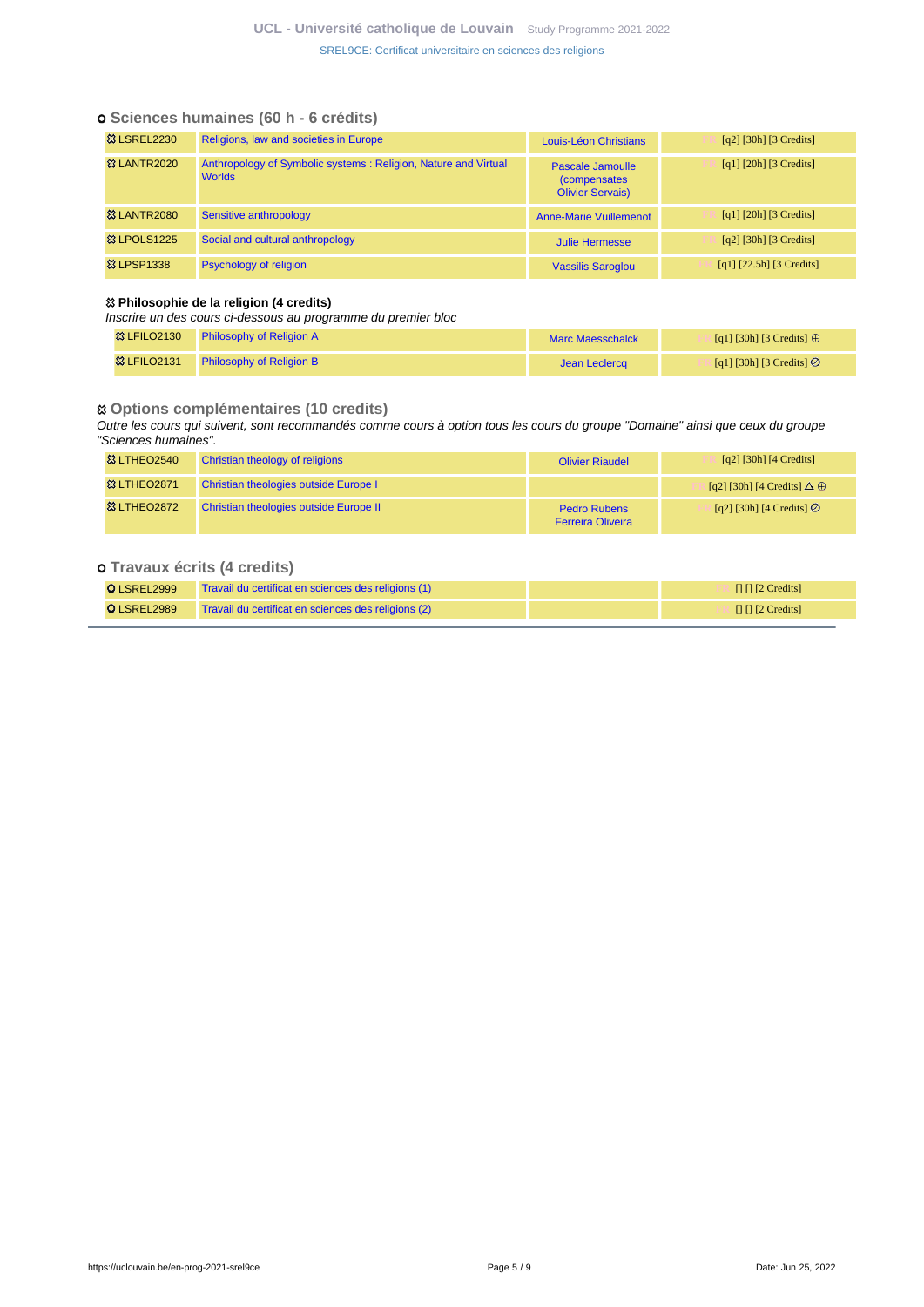## o Sciences humaines (60 h - 6 crédits)

| | | | |
|---|---|---|---|
| ☒ LSREL2230 | Religions, law and societies in Europe | Louis-Léon Christians | FR [q2] [30h] [3 Credits] |
| ☒ LANTR2020 | Anthropology of Symbolic systems : Religion, Nature and Virtual Worlds | Pascale Jamoulle (compensates Olivier Servais) | FR [q1] [20h] [3 Credits] |
| ☒ LANTR2080 | Sensitive anthropology | Anne-Marie Vuillemenot | FR [q1] [20h] [3 Credits] |
| ☒ LPOLS1225 | Social and cultural anthropology | Julie Hermesse | FR [q2] [30h] [3 Credits] |
| ☒ LPSP1338 | Psychology of religion | Vassilis Saroglou | FR [q1] [22.5h] [3 Credits] |

### ☒ Philosophie de la religion (4 credits)

*Inscrire un des cours ci-dessous au programme du premier bloc*

| | | | |
|---|---|---|---|
| ☒ LFILO2130 | Philosophy of Religion A | Marc Maesschalck | FR [q1] [30h] [3 Credits] ⊕ |
| ☒ LFILO2131 | Philosophy of Religion B | Jean Leclercq | FR [q1] [30h] [3 Credits] ⊘ |

## ☒ Options complémentaires (10 credits)

*Outre les cours qui suivent, sont recommandés comme cours à option tous les cours du groupe "Domaine" ainsi que ceux du groupe "Sciences humaines".*

| | | | |
|---|---|---|---|
| ☒ LTHEO2540 | Christian theology of religions | Olivier Riaudel | FR [q2] [30h] [4 Credits] |
| ☒ LTHEO2871 | Christian theologies outside Europe I | | FR [q2] [30h] [4 Credits] △ ⊕ |
| ☒ LTHEO2872 | Christian theologies outside Europe II | Pedro Rubens Ferreira Oliveira | FR [q2] [30h] [4 Credits] ⊘ |

## o Travaux écrits (4 credits)

| | | | |
|---|---|---|---|
| O LSREL2999 | Travail du certificat en sciences des religions (1) | | FR [] [] [2 Credits] |
| O LSREL2989 | Travail du certificat en sciences des religions (2) | | FR [] [] [2 Credits] |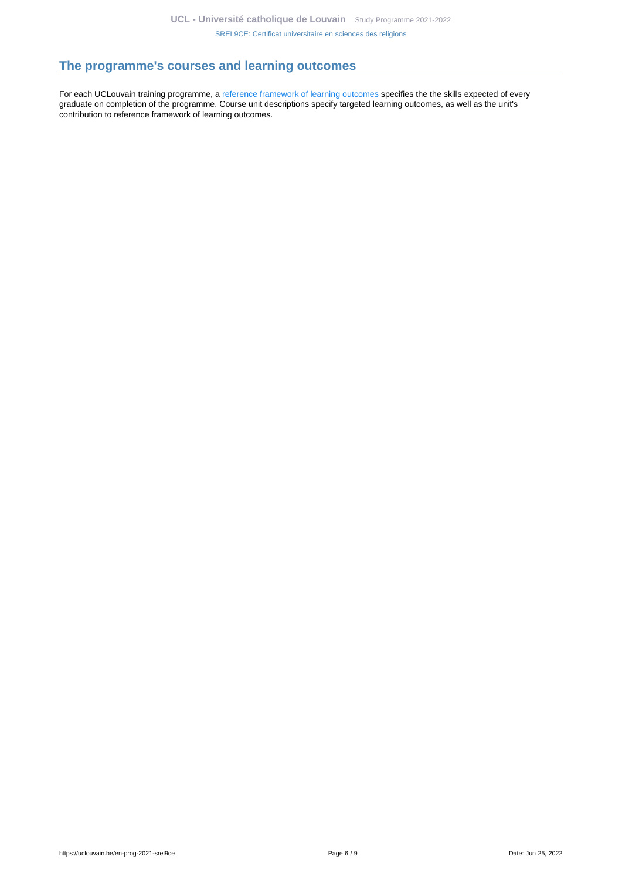## The programme's courses and learning outcomes

For each UCLouvain training programme, a reference framework of learning outcomes specifies the the skills expected of every graduate on completion of the programme. Course unit descriptions specify targeted learning outcomes, as well as the unit's contribution to reference framework of learning outcomes.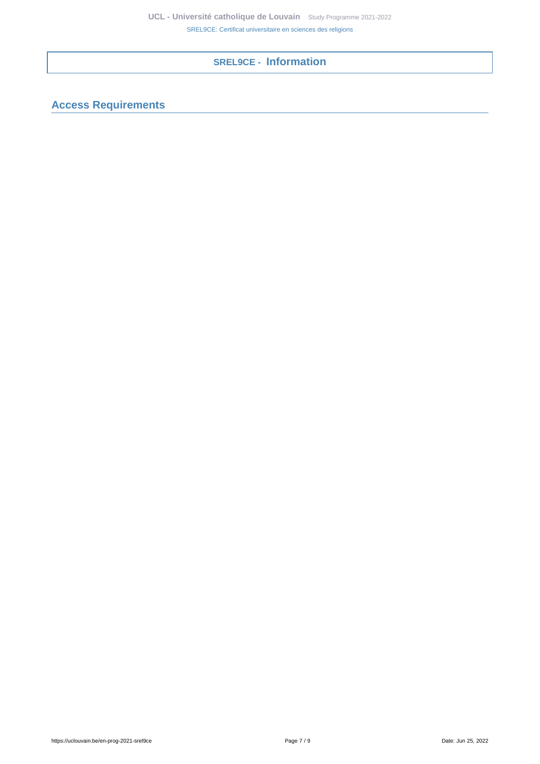# SREL9CE - Information

## Access Requirements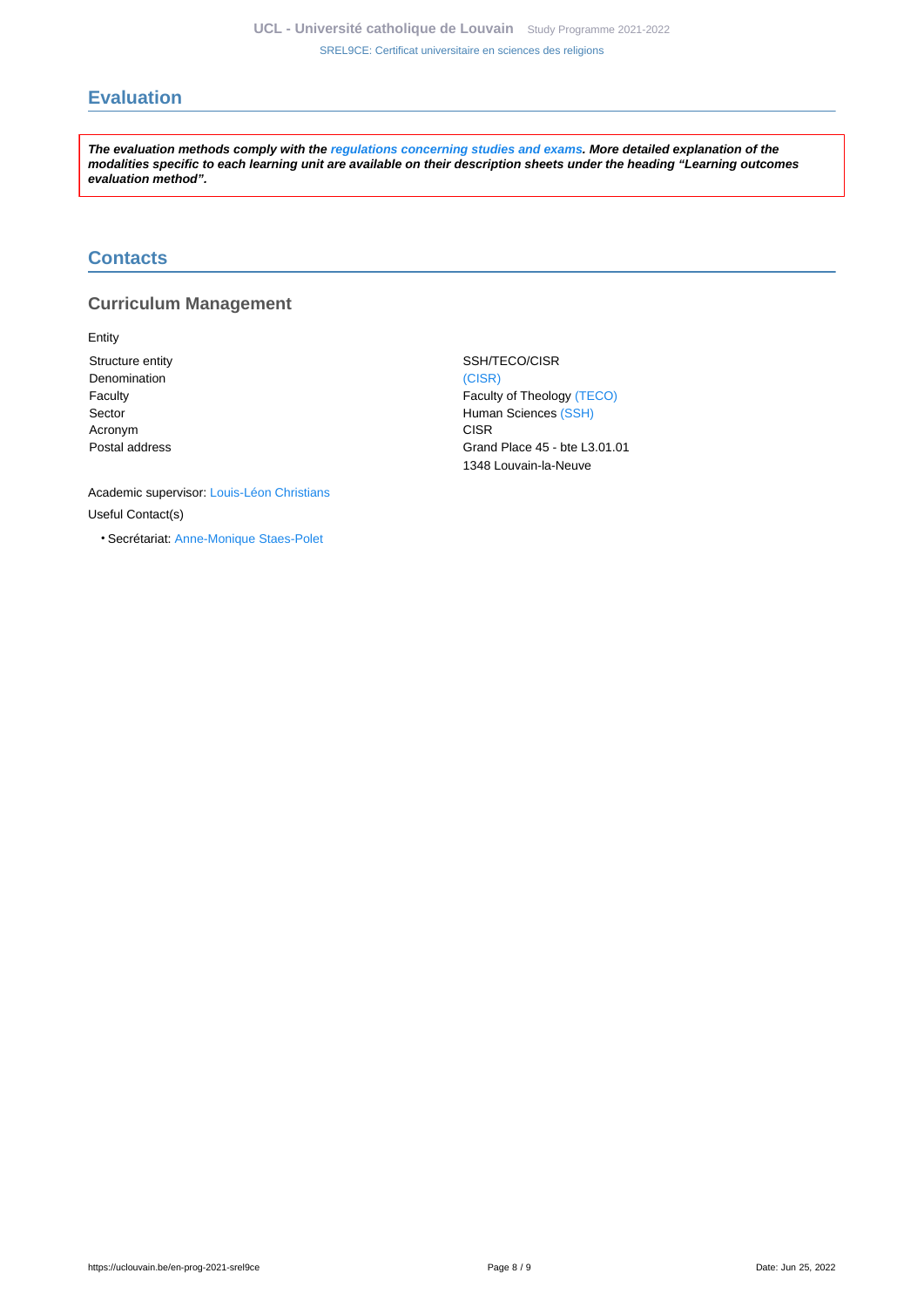## Evaluation

***The evaluation methods comply with the regulations concerning studies and exams. More detailed explanation of the modalities specific to each learning unit are available on their description sheets under the heading "Learning outcomes evaluation method".***

## Contacts

### Curriculum Management

Entity

| | |
|---|---|
| Structure entity | SSH/TECO/CISR |
| Denomination | (CISR) |
| Faculty | Faculty of Theology (TECO) |
| Sector | Human Sciences (SSH) |
| Acronym | CISR |
| Postal address | Grand Place 45 - bte L3.01.01<br>1348 Louvain-la-Neuve |

Academic supervisor: Louis-Léon Christians

Useful Contact(s)

- Secrétariat: Anne-Monique Staes-Polet